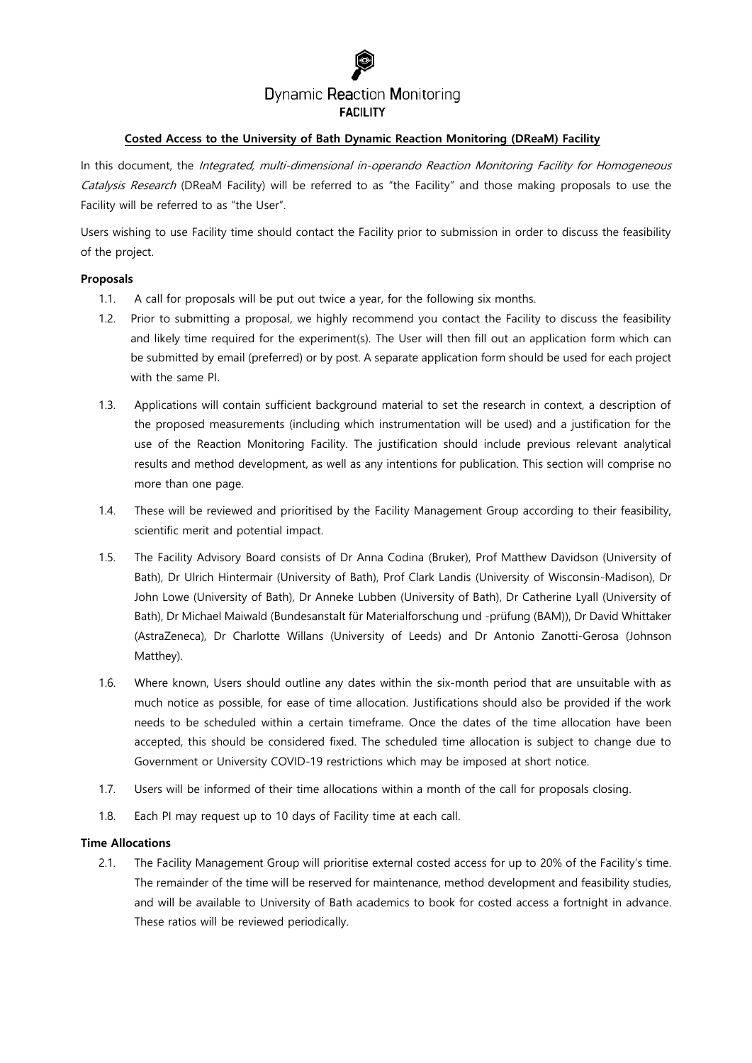Dynamic Reaction Monitoring

FACILITY

**Costed Access to the University of Bath Dynamic Reaction Monitoring (DReaM) Facility**

In this document, the *Integrated, multi-dimensional in-operando Reaction Monitoring Facility for Homogeneous Catalysis Research* (DReaM Facility) will be referred to as "the Facility" and those making proposals to use the Facility will be referred to as "the User".

Users wishing to use Facility time should contact the Facility prior to submission in order to discuss the feasibility of the project.

**Proposals**

1.1. A call for proposals will be put out twice a year, for the following six months.

1.2. Prior to submitting a proposal, we highly recommend you contact the Facility to discuss the feasibility and likely time required for the experiment(s). The User will then fill out an application form which can be submitted by email (preferred) or by post. A separate application form should be used for each project with the same PI.

1.3. Applications will contain sufficient background material to set the research in context, a description of the proposed measurements (including which instrumentation will be used) and a justification for the use of the Reaction Monitoring Facility. The justification should include previous relevant analytical results and method development, as well as any intentions for publication. This section will comprise no more than one page.

1.4. These will be reviewed and prioritised by the Facility Management Group according to their feasibility, scientific merit and potential impact.

1.5. The Facility Advisory Board consists of Dr Anna Codina (Bruker), Prof Matthew Davidson (University of Bath), Dr Ulrich Hintermair (University of Bath), Prof Clark Landis (University of Wisconsin-Madison), Dr John Lowe (University of Bath), Dr Anneke Lubben (University of Bath), Dr Catherine Lyall (University of Bath), Dr Michael Maiwald (Bundesanstalt für Materialforschung und -prüfung (BAM)), Dr David Whittaker (AstraZeneca), Dr Charlotte Willans (University of Leeds) and Dr Antonio Zanotti-Gerosa (Johnson Matthey).

1.6. Where known, Users should outline any dates within the six-month period that are unsuitable with as much notice as possible, for ease of time allocation. Justifications should also be provided if the work needs to be scheduled within a certain timeframe. Once the dates of the time allocation have been accepted, this should be considered fixed. The scheduled time allocation is subject to change due to Government or University COVID-19 restrictions which may be imposed at short notice.

1.7. Users will be informed of their time allocations within a month of the call for proposals closing.

1.8. Each PI may request up to 10 days of Facility time at each call.

**Time Allocations**

2.1. The Facility Management Group will prioritise external costed access for up to 20% of the Facility's time. The remainder of the time will be reserved for maintenance, method development and feasibility studies, and will be available to University of Bath academics to book for costed access a fortnight in advance. These ratios will be reviewed periodically.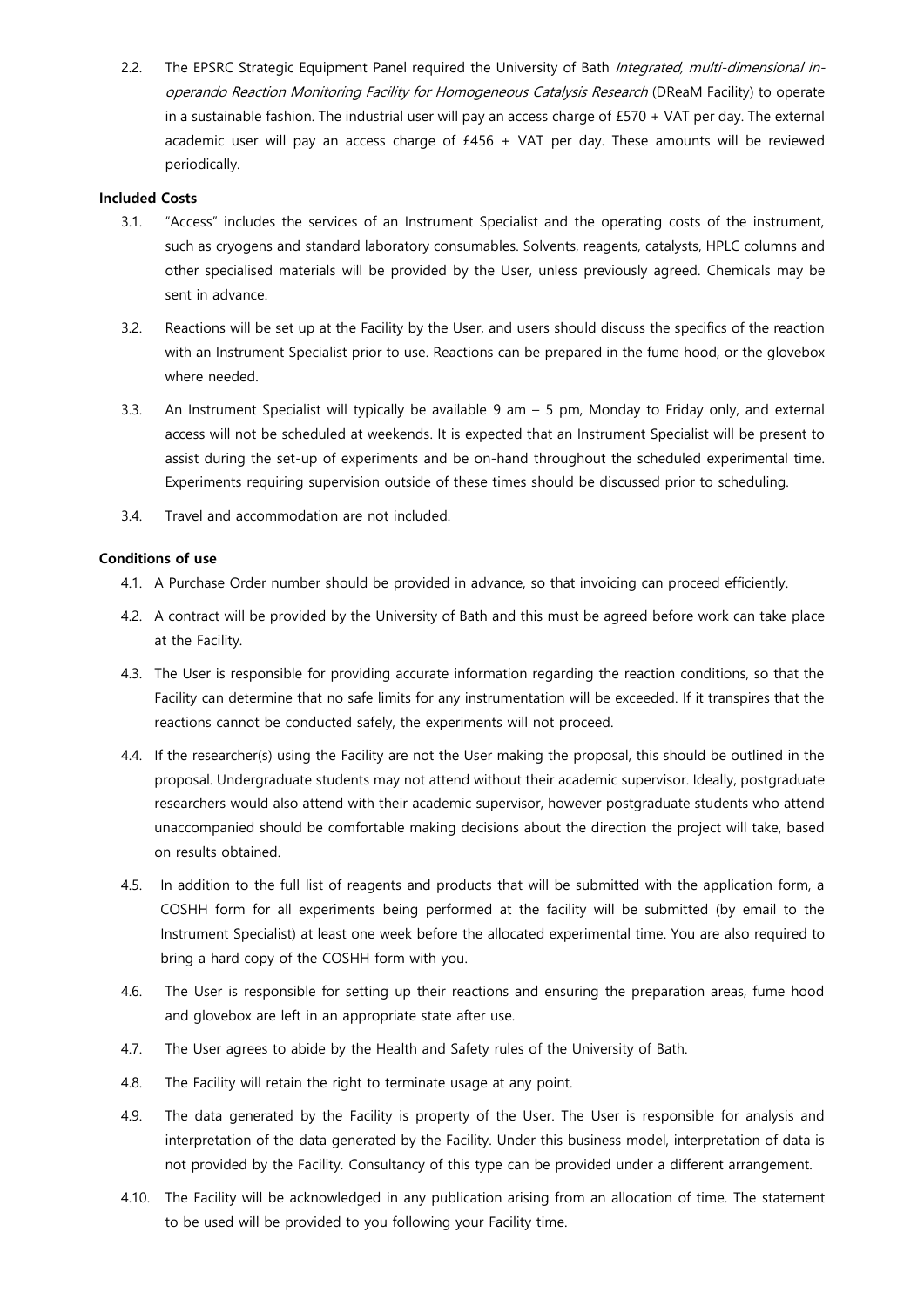2.2. The EPSRC Strategic Equipment Panel required the University of Bath *Integrated, multi-dimensional in-operando Reaction Monitoring Facility for Homogeneous Catalysis Research* (DReaM Facility) to operate in a sustainable fashion. The industrial user will pay an access charge of £570 + VAT per day. The external academic user will pay an access charge of £456 + VAT per day. These amounts will be reviewed periodically.

**Included Costs**

3.1. "Access" includes the services of an Instrument Specialist and the operating costs of the instrument, such as cryogens and standard laboratory consumables. Solvents, reagents, catalysts, HPLC columns and other specialised materials will be provided by the User, unless previously agreed. Chemicals may be sent in advance.

3.2. Reactions will be set up at the Facility by the User, and users should discuss the specifics of the reaction with an Instrument Specialist prior to use. Reactions can be prepared in the fume hood, or the glovebox where needed.

3.3. An Instrument Specialist will typically be available 9 am – 5 pm, Monday to Friday only, and external access will not be scheduled at weekends. It is expected that an Instrument Specialist will be present to assist during the set-up of experiments and be on-hand throughout the scheduled experimental time. Experiments requiring supervision outside of these times should be discussed prior to scheduling.

3.4. Travel and accommodation are not included.

**Conditions of use**

4.1. A Purchase Order number should be provided in advance, so that invoicing can proceed efficiently.

4.2. A contract will be provided by the University of Bath and this must be agreed before work can take place at the Facility.

4.3. The User is responsible for providing accurate information regarding the reaction conditions, so that the Facility can determine that no safe limits for any instrumentation will be exceeded. If it transpires that the reactions cannot be conducted safely, the experiments will not proceed.

4.4. If the researcher(s) using the Facility are not the User making the proposal, this should be outlined in the proposal. Undergraduate students may not attend without their academic supervisor. Ideally, postgraduate researchers would also attend with their academic supervisor, however postgraduate students who attend unaccompanied should be comfortable making decisions about the direction the project will take, based on results obtained.

4.5. In addition to the full list of reagents and products that will be submitted with the application form, a COSHH form for all experiments being performed at the facility will be submitted (by email to the Instrument Specialist) at least one week before the allocated experimental time. You are also required to bring a hard copy of the COSHH form with you.

4.6. The User is responsible for setting up their reactions and ensuring the preparation areas, fume hood and glovebox are left in an appropriate state after use.

4.7. The User agrees to abide by the Health and Safety rules of the University of Bath.

4.8. The Facility will retain the right to terminate usage at any point.

4.9. The data generated by the Facility is property of the User. The User is responsible for analysis and interpretation of the data generated by the Facility. Under this business model, interpretation of data is not provided by the Facility. Consultancy of this type can be provided under a different arrangement.

4.10. The Facility will be acknowledged in any publication arising from an allocation of time. The statement to be used will be provided to you following your Facility time.